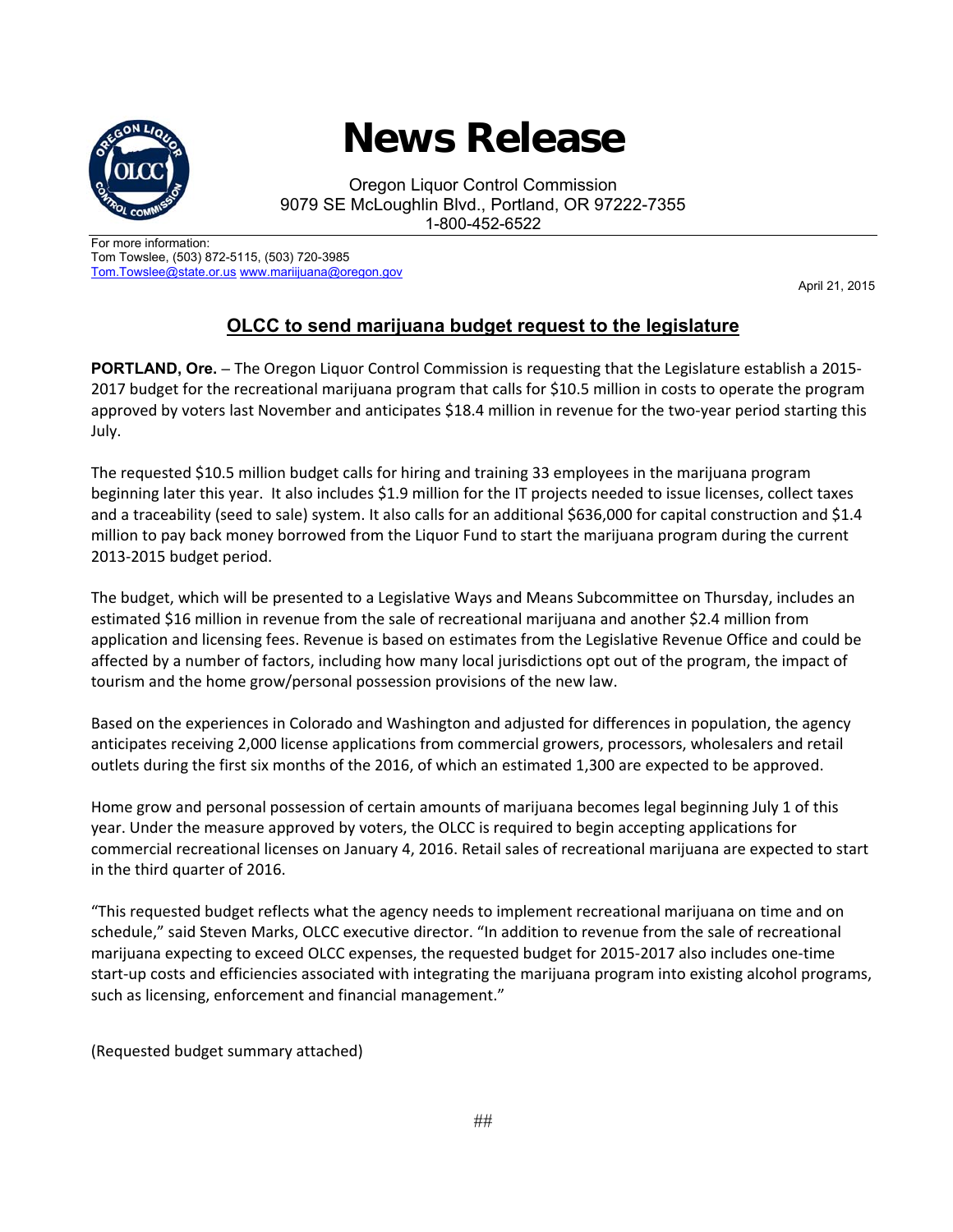# News Release

Oregon Liquor Control Commission
9079 SE McLoughlin Blvd., Portland, OR 97222-7355
1-800-452-6522

For more information:
Tom Towslee, (503) 872-5115, (503) 720-3985
Tom.Towslee@state.or.us www.mariijuana@oregon.gov

April 21, 2015

## OLCC to send marijuana budget request to the legislature

**PORTLAND, Ore.** – The Oregon Liquor Control Commission is requesting that the Legislature establish a 2015-2017 budget for the recreational marijuana program that calls for $10.5 million in costs to operate the program approved by voters last November and anticipates $18.4 million in revenue for the two-year period starting this July.

The requested $10.5 million budget calls for hiring and training 33 employees in the marijuana program beginning later this year. It also includes $1.9 million for the IT projects needed to issue licenses, collect taxes and a traceability (seed to sale) system. It also calls for an additional $636,000 for capital construction and $1.4 million to pay back money borrowed from the Liquor Fund to start the marijuana program during the current 2013-2015 budget period.

The budget, which will be presented to a Legislative Ways and Means Subcommittee on Thursday, includes an estimated $16 million in revenue from the sale of recreational marijuana and another $2.4 million from application and licensing fees. Revenue is based on estimates from the Legislative Revenue Office and could be affected by a number of factors, including how many local jurisdictions opt out of the program, the impact of tourism and the home grow/personal possession provisions of the new law.

Based on the experiences in Colorado and Washington and adjusted for differences in population, the agency anticipates receiving 2,000 license applications from commercial growers, processors, wholesalers and retail outlets during the first six months of the 2016, of which an estimated 1,300 are expected to be approved.

Home grow and personal possession of certain amounts of marijuana becomes legal beginning July 1 of this year. Under the measure approved by voters, the OLCC is required to begin accepting applications for commercial recreational licenses on January 4, 2016. Retail sales of recreational marijuana are expected to start in the third quarter of 2016.

"This requested budget reflects what the agency needs to implement recreational marijuana on time and on schedule," said Steven Marks, OLCC executive director. "In addition to revenue from the sale of recreational marijuana expecting to exceed OLCC expenses, the requested budget for 2015-2017 also includes one-time start-up costs and efficiencies associated with integrating the marijuana program into existing alcohol programs, such as licensing, enforcement and financial management."

(Requested budget summary attached)

##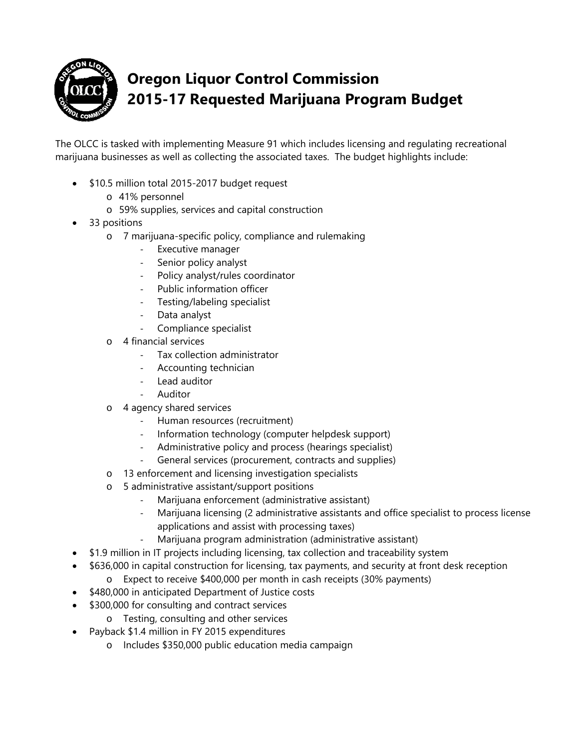# Oregon Liquor Control Commission
# 2015-17 Requested Marijuana Program Budget

The OLCC is tasked with implementing Measure 91 which includes licensing and regulating recreational marijuana businesses as well as collecting the associated taxes. The budget highlights include:

- $10.5 million total 2015-2017 budget request
  - 41% personnel
  - 59% supplies, services and capital construction
- 33 positions
  - 7 marijuana-specific policy, compliance and rulemaking
    - Executive manager
    - Senior policy analyst
    - Policy analyst/rules coordinator
    - Public information officer
    - Testing/labeling specialist
    - Data analyst
    - Compliance specialist
  - 4 financial services
    - Tax collection administrator
    - Accounting technician
    - Lead auditor
    - Auditor
  - 4 agency shared services
    - Human resources (recruitment)
    - Information technology (computer helpdesk support)
    - Administrative policy and process (hearings specialist)
    - General services (procurement, contracts and supplies)
  - 13 enforcement and licensing investigation specialists
  - 5 administrative assistant/support positions
    - Marijuana enforcement (administrative assistant)
    - Marijuana licensing (2 administrative assistants and office specialist to process license applications and assist with processing taxes)
    - Marijuana program administration (administrative assistant)
- $1.9 million in IT projects including licensing, tax collection and traceability system
- $636,000 in capital construction for licensing, tax payments, and security at front desk reception
  - Expect to receive $400,000 per month in cash receipts (30% payments)
- $480,000 in anticipated Department of Justice costs
- $300,000 for consulting and contract services
  - Testing, consulting and other services
- Payback $1.4 million in FY 2015 expenditures
  - Includes $350,000 public education media campaign